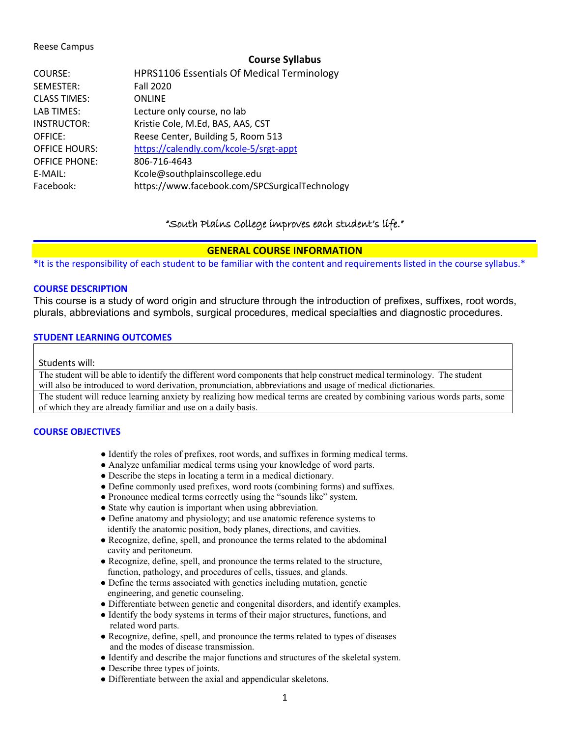Reese Campus

## Course Syllabus

| | |
|---|---|
| COURSE: | HPRS1106 Essentials Of Medical Terminology |
| SEMESTER: | Fall 2020 |
| CLASS TIMES: | ONLINE |
| LAB TIMES: | Lecture only course, no lab |
| INSTRUCTOR: | Kristie Cole, M.Ed, BAS, AAS, CST |
| OFFICE: | Reese Center, Building 5, Room 513 |
| OFFICE HOURS: | https://calendly.com/kcole-5/srgt-appt |
| OFFICE PHONE: | 806-716-4643 |
| E-MAIL: | Kcole@southplainscollege.edu |
| Facebook: | https://www.facebook.com/SPCSurgicalTechnology |

*"South Plains College improves each student's life."*

## GENERAL COURSE INFORMATION

*It is the responsibility of each student to be familiar with the content and requirements listed in the course syllabus.*

### COURSE DESCRIPTION

This course is a study of word origin and structure through the introduction of prefixes, suffixes, root words, plurals, abbreviations and symbols, surgical procedures, medical specialties and diagnostic procedures.

### STUDENT LEARNING OUTCOMES

| Students will: |
|---|
| The student will be able to identify the different word components that help construct medical terminology. The student will also be introduced to word derivation, pronunciation, abbreviations and usage of medical dictionaries. |
| The student will reduce learning anxiety by realizing how medical terms are created by combining various words parts, some of which they are already familiar and use on a daily basis. |

### COURSE OBJECTIVES

- Identify the roles of prefixes, root words, and suffixes in forming medical terms.
- Analyze unfamiliar medical terms using your knowledge of word parts.
- Describe the steps in locating a term in a medical dictionary.
- Define commonly used prefixes, word roots (combining forms) and suffixes.
- Pronounce medical terms correctly using the "sounds like" system.
- State why caution is important when using abbreviation.
- Define anatomy and physiology; and use anatomic reference systems to identify the anatomic position, body planes, directions, and cavities.
- Recognize, define, spell, and pronounce the terms related to the abdominal cavity and peritoneum.
- Recognize, define, spell, and pronounce the terms related to the structure, function, pathology, and procedures of cells, tissues, and glands.
- Define the terms associated with genetics including mutation, genetic engineering, and genetic counseling.
- Differentiate between genetic and congenital disorders, and identify examples.
- Identify the body systems in terms of their major structures, functions, and related word parts.
- Recognize, define, spell, and pronounce the terms related to types of diseases and the modes of disease transmission.
- Identify and describe the major functions and structures of the skeletal system.
- Describe three types of joints.
- Differentiate between the axial and appendicular skeletons.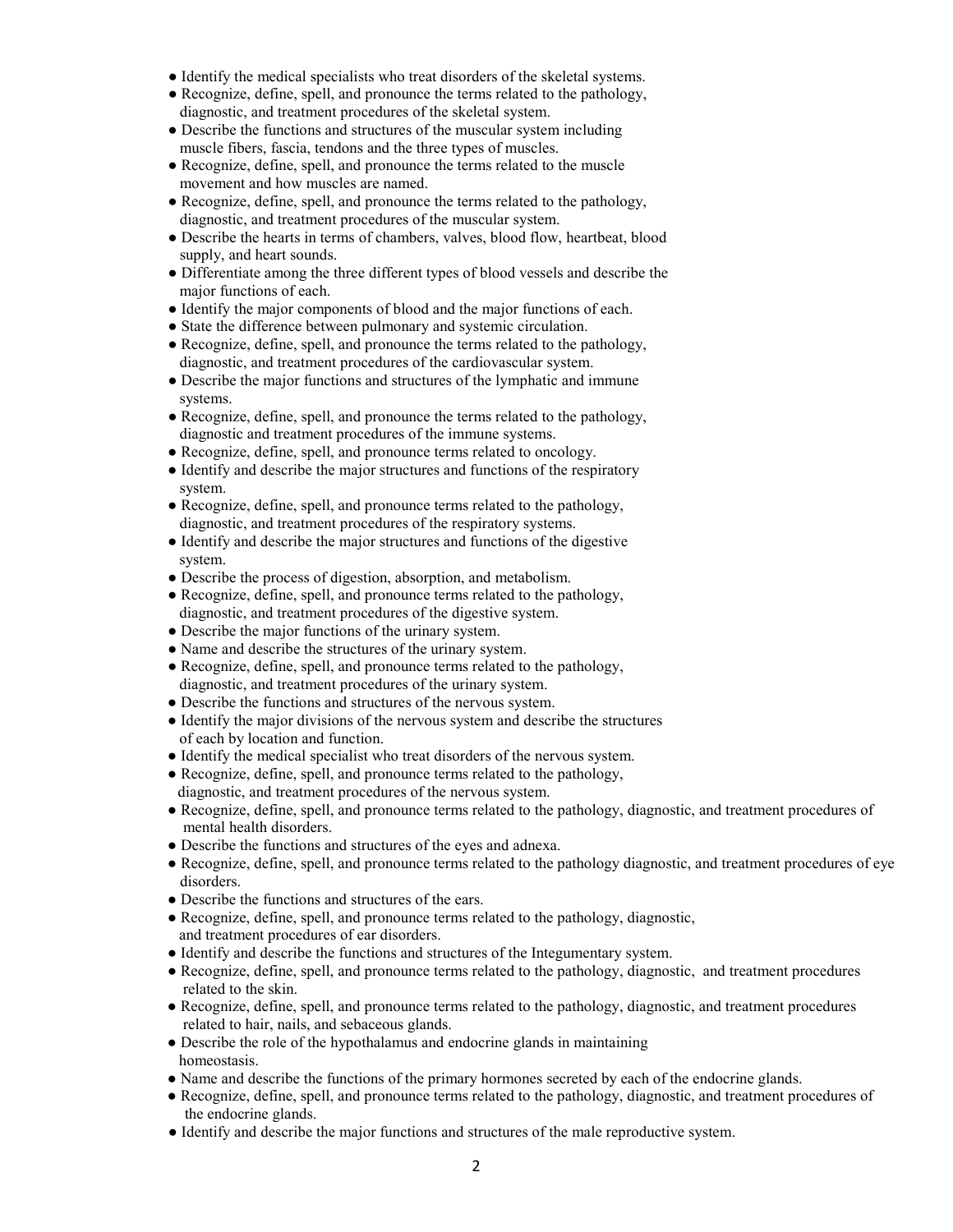- Identify the medical specialists who treat disorders of the skeletal systems.
- Recognize, define, spell, and pronounce the terms related to the pathology, diagnostic, and treatment procedures of the skeletal system.
- Describe the functions and structures of the muscular system including muscle fibers, fascia, tendons and the three types of muscles.
- Recognize, define, spell, and pronounce the terms related to the muscle movement and how muscles are named.
- Recognize, define, spell, and pronounce the terms related to the pathology, diagnostic, and treatment procedures of the muscular system.
- Describe the hearts in terms of chambers, valves, blood flow, heartbeat, blood supply, and heart sounds.
- Differentiate among the three different types of blood vessels and describe the major functions of each.
- Identify the major components of blood and the major functions of each.
- State the difference between pulmonary and systemic circulation.
- Recognize, define, spell, and pronounce the terms related to the pathology, diagnostic, and treatment procedures of the cardiovascular system.
- Describe the major functions and structures of the lymphatic and immune systems.
- Recognize, define, spell, and pronounce the terms related to the pathology, diagnostic and treatment procedures of the immune systems.
- Recognize, define, spell, and pronounce terms related to oncology.
- Identify and describe the major structures and functions of the respiratory system.
- Recognize, define, spell, and pronounce terms related to the pathology, diagnostic, and treatment procedures of the respiratory systems.
- Identify and describe the major structures and functions of the digestive system.
- Describe the process of digestion, absorption, and metabolism.
- Recognize, define, spell, and pronounce terms related to the pathology, diagnostic, and treatment procedures of the digestive system.
- Describe the major functions of the urinary system.
- Name and describe the structures of the urinary system.
- Recognize, define, spell, and pronounce terms related to the pathology, diagnostic, and treatment procedures of the urinary system.
- Describe the functions and structures of the nervous system.
- Identify the major divisions of the nervous system and describe the structures of each by location and function.
- Identify the medical specialist who treat disorders of the nervous system.
- Recognize, define, spell, and pronounce terms related to the pathology, diagnostic, and treatment procedures of the nervous system.
- Recognize, define, spell, and pronounce terms related to the pathology, diagnostic, and treatment procedures of mental health disorders.
- Describe the functions and structures of the eyes and adnexa.
- Recognize, define, spell, and pronounce terms related to the pathology diagnostic, and treatment procedures of eye disorders.
- Describe the functions and structures of the ears.
- Recognize, define, spell, and pronounce terms related to the pathology, diagnostic, and treatment procedures of ear disorders.
- Identify and describe the functions and structures of the Integumentary system.
- Recognize, define, spell, and pronounce terms related to the pathology, diagnostic, and treatment procedures related to the skin.
- Recognize, define, spell, and pronounce terms related to the pathology, diagnostic, and treatment procedures related to hair, nails, and sebaceous glands.
- Describe the role of the hypothalamus and endocrine glands in maintaining homeostasis.
- Name and describe the functions of the primary hormones secreted by each of the endocrine glands.
- Recognize, define, spell, and pronounce terms related to the pathology, diagnostic, and treatment procedures of the endocrine glands.
- Identify and describe the major functions and structures of the male reproductive system.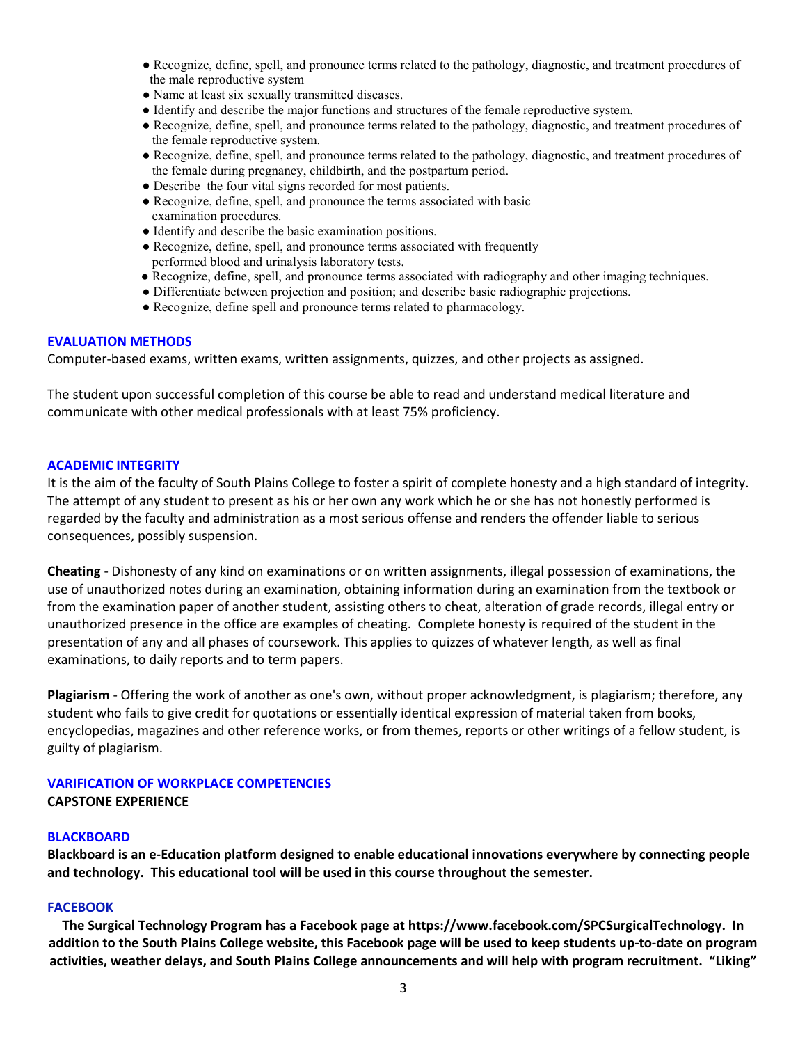- Recognize, define, spell, and pronounce terms related to the pathology, diagnostic, and treatment procedures of the male reproductive system
- Name at least six sexually transmitted diseases.
- Identify and describe the major functions and structures of the female reproductive system.
- Recognize, define, spell, and pronounce terms related to the pathology, diagnostic, and treatment procedures of the female reproductive system.
- Recognize, define, spell, and pronounce terms related to the pathology, diagnostic, and treatment procedures of the female during pregnancy, childbirth, and the postpartum period.
- Describe the four vital signs recorded for most patients.
- Recognize, define, spell, and pronounce the terms associated with basic examination procedures.
- Identify and describe the basic examination positions.
- Recognize, define, spell, and pronounce terms associated with frequently performed blood and urinalysis laboratory tests.
- Recognize, define, spell, and pronounce terms associated with radiography and other imaging techniques.
- Differentiate between projection and position; and describe basic radiographic projections.
- Recognize, define spell and pronounce terms related to pharmacology.

## EVALUATION METHODS

Computer-based exams, written exams, written assignments, quizzes, and other projects as assigned.

The student upon successful completion of this course be able to read and understand medical literature and communicate with other medical professionals with at least 75% proficiency.

## ACADEMIC INTEGRITY

It is the aim of the faculty of South Plains College to foster a spirit of complete honesty and a high standard of integrity. The attempt of any student to present as his or her own any work which he or she has not honestly performed is regarded by the faculty and administration as a most serious offense and renders the offender liable to serious consequences, possibly suspension.

**Cheating** - Dishonesty of any kind on examinations or on written assignments, illegal possession of examinations, the use of unauthorized notes during an examination, obtaining information during an examination from the textbook or from the examination paper of another student, assisting others to cheat, alteration of grade records, illegal entry or unauthorized presence in the office are examples of cheating. Complete honesty is required of the student in the presentation of any and all phases of coursework. This applies to quizzes of whatever length, as well as final examinations, to daily reports and to term papers.

**Plagiarism** - Offering the work of another as one's own, without proper acknowledgment, is plagiarism; therefore, any student who fails to give credit for quotations or essentially identical expression of material taken from books, encyclopedias, magazines and other reference works, or from themes, reports or other writings of a fellow student, is guilty of plagiarism.

## VARIFICATION OF WORKPLACE COMPETENCIES

**CAPSTONE EXPERIENCE**

## BLACKBOARD

**Blackboard is an e-Education platform designed to enable educational innovations everywhere by connecting people and technology. This educational tool will be used in this course throughout the semester.**

## FACEBOOK

**The Surgical Technology Program has a Facebook page at https://www.facebook.com/SPCSurgicalTechnology. In addition to the South Plains College website, this Facebook page will be used to keep students up-to-date on program activities, weather delays, and South Plains College announcements and will help with program recruitment. "Liking"**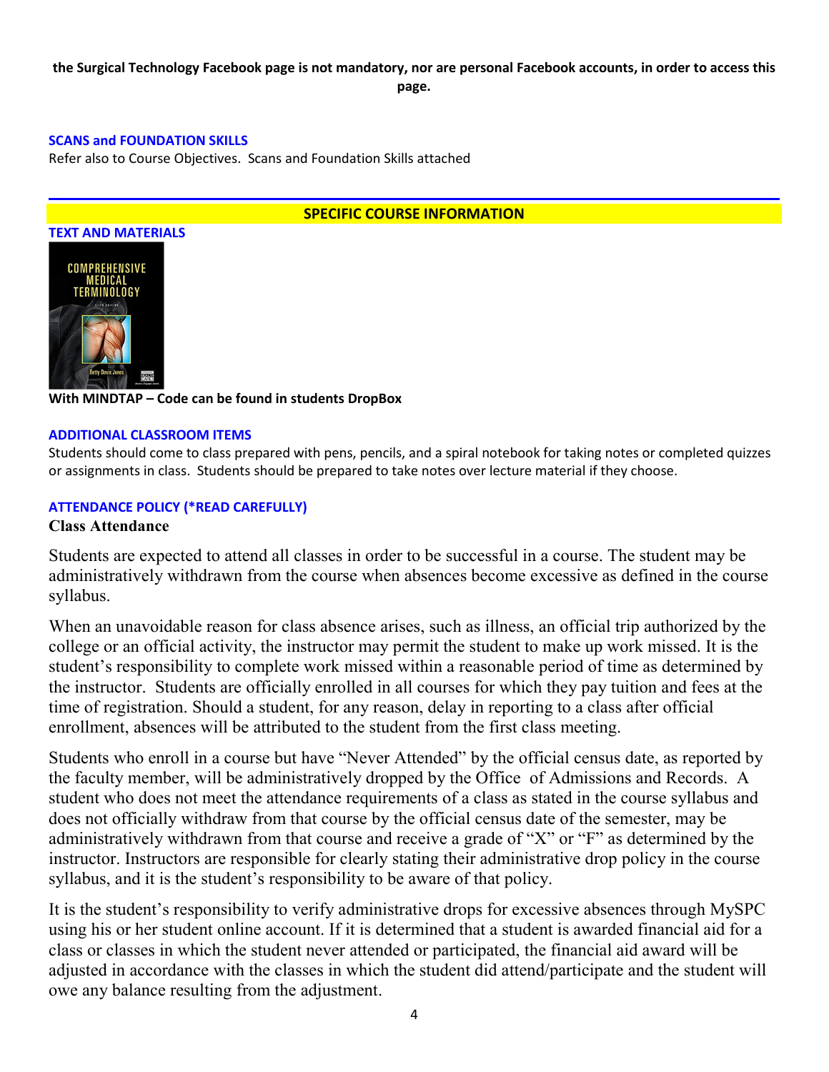**the Surgical Technology Facebook page is not mandatory, nor are personal Facebook accounts, in order to access this page.**

### SCANS and FOUNDATION SKILLS

Refer also to Course Objectives. Scans and Foundation Skills attached

## SPECIFIC COURSE INFORMATION

### TEXT AND MATERIALS

**With MINDTAP – Code can be found in students DropBox**

### ADDITIONAL CLASSROOM ITEMS

Students should come to class prepared with pens, pencils, and a spiral notebook for taking notes or completed quizzes or assignments in class. Students should be prepared to take notes over lecture material if they choose.

### ATTENDANCE POLICY (*READ CAREFULLY)

**Class Attendance**

Students are expected to attend all classes in order to be successful in a course. The student may be administratively withdrawn from the course when absences become excessive as defined in the course syllabus.

When an unavoidable reason for class absence arises, such as illness, an official trip authorized by the college or an official activity, the instructor may permit the student to make up work missed. It is the student's responsibility to complete work missed within a reasonable period of time as determined by the instructor. Students are officially enrolled in all courses for which they pay tuition and fees at the time of registration. Should a student, for any reason, delay in reporting to a class after official enrollment, absences will be attributed to the student from the first class meeting.

Students who enroll in a course but have "Never Attended" by the official census date, as reported by the faculty member, will be administratively dropped by the Office of Admissions and Records. A student who does not meet the attendance requirements of a class as stated in the course syllabus and does not officially withdraw from that course by the official census date of the semester, may be administratively withdrawn from that course and receive a grade of "X" or "F" as determined by the instructor. Instructors are responsible for clearly stating their administrative drop policy in the course syllabus, and it is the student's responsibility to be aware of that policy.

It is the student's responsibility to verify administrative drops for excessive absences through MySPC using his or her student online account. If it is determined that a student is awarded financial aid for a class or classes in which the student never attended or participated, the financial aid award will be adjusted in accordance with the classes in which the student did attend/participate and the student will owe any balance resulting from the adjustment.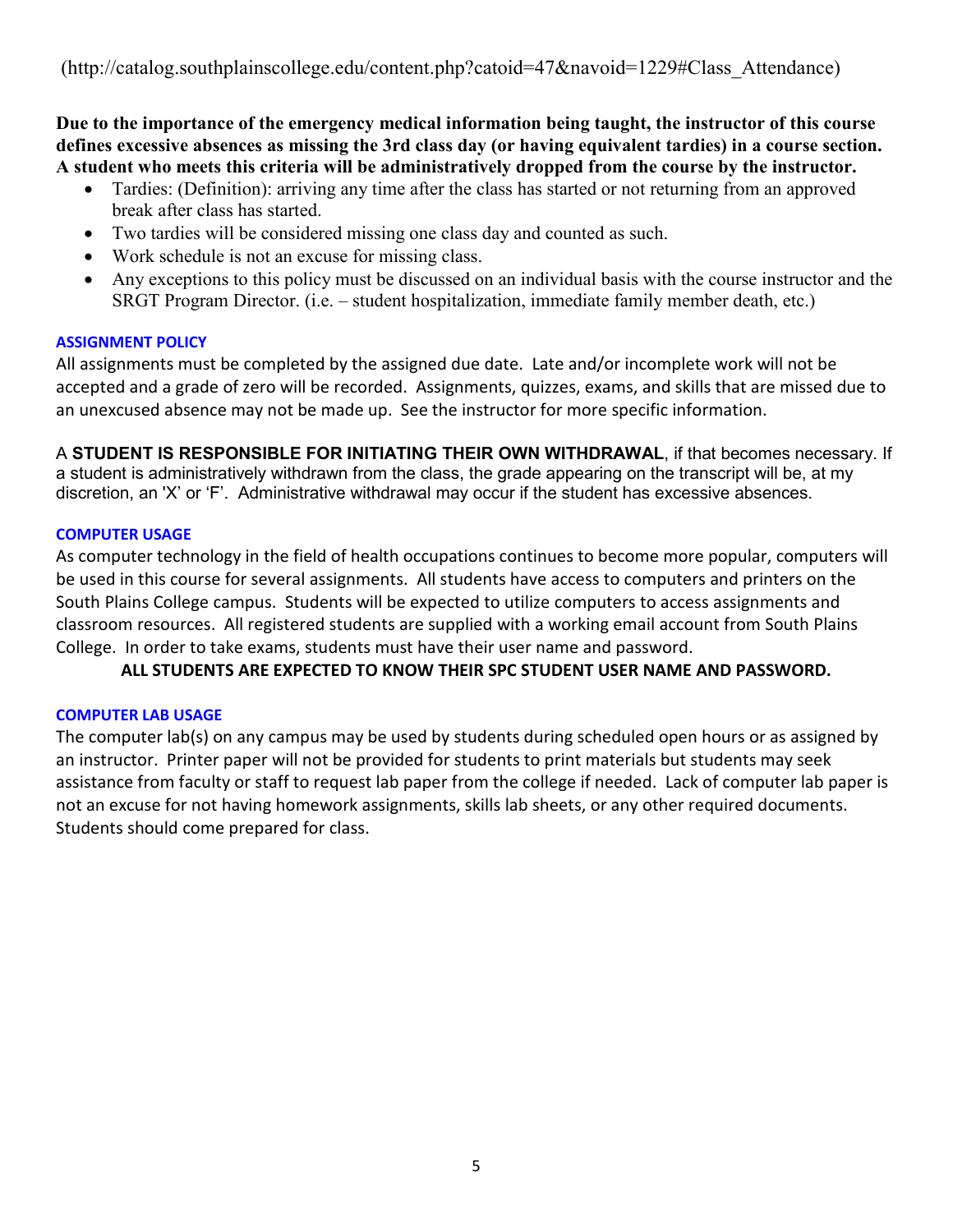(http://catalog.southplainscollege.edu/content.php?catoid=47&navoid=1229#Class_Attendance)

**Due to the importance of the emergency medical information being taught, the instructor of this course defines excessive absences as missing the 3rd class day (or having equivalent tardies) in a course section. A student who meets this criteria will be administratively dropped from the course by the instructor.**

- Tardies: (Definition): arriving any time after the class has started or not returning from an approved break after class has started.
- Two tardies will be considered missing one class day and counted as such.
- Work schedule is not an excuse for missing class.
- Any exceptions to this policy must be discussed on an individual basis with the course instructor and the SRGT Program Director. (i.e. – student hospitalization, immediate family member death, etc.)

### ASSIGNMENT POLICY

All assignments must be completed by the assigned due date. Late and/or incomplete work will not be accepted and a grade of zero will be recorded. Assignments, quizzes, exams, and skills that are missed due to an unexcused absence may not be made up. See the instructor for more specific information.

A **STUDENT IS RESPONSIBLE FOR INITIATING THEIR OWN WITHDRAWAL**, if that becomes necessary. If a student is administratively withdrawn from the class, the grade appearing on the transcript will be, at my discretion, an 'X' or 'F'. Administrative withdrawal may occur if the student has excessive absences.

### COMPUTER USAGE

As computer technology in the field of health occupations continues to become more popular, computers will be used in this course for several assignments. All students have access to computers and printers on the South Plains College campus. Students will be expected to utilize computers to access assignments and classroom resources. All registered students are supplied with a working email account from South Plains College. In order to take exams, students must have their user name and password.

**ALL STUDENTS ARE EXPECTED TO KNOW THEIR SPC STUDENT USER NAME AND PASSWORD.**

### COMPUTER LAB USAGE

The computer lab(s) on any campus may be used by students during scheduled open hours or as assigned by an instructor. Printer paper will not be provided for students to print materials but students may seek assistance from faculty or staff to request lab paper from the college if needed. Lack of computer lab paper is not an excuse for not having homework assignments, skills lab sheets, or any other required documents. Students should come prepared for class.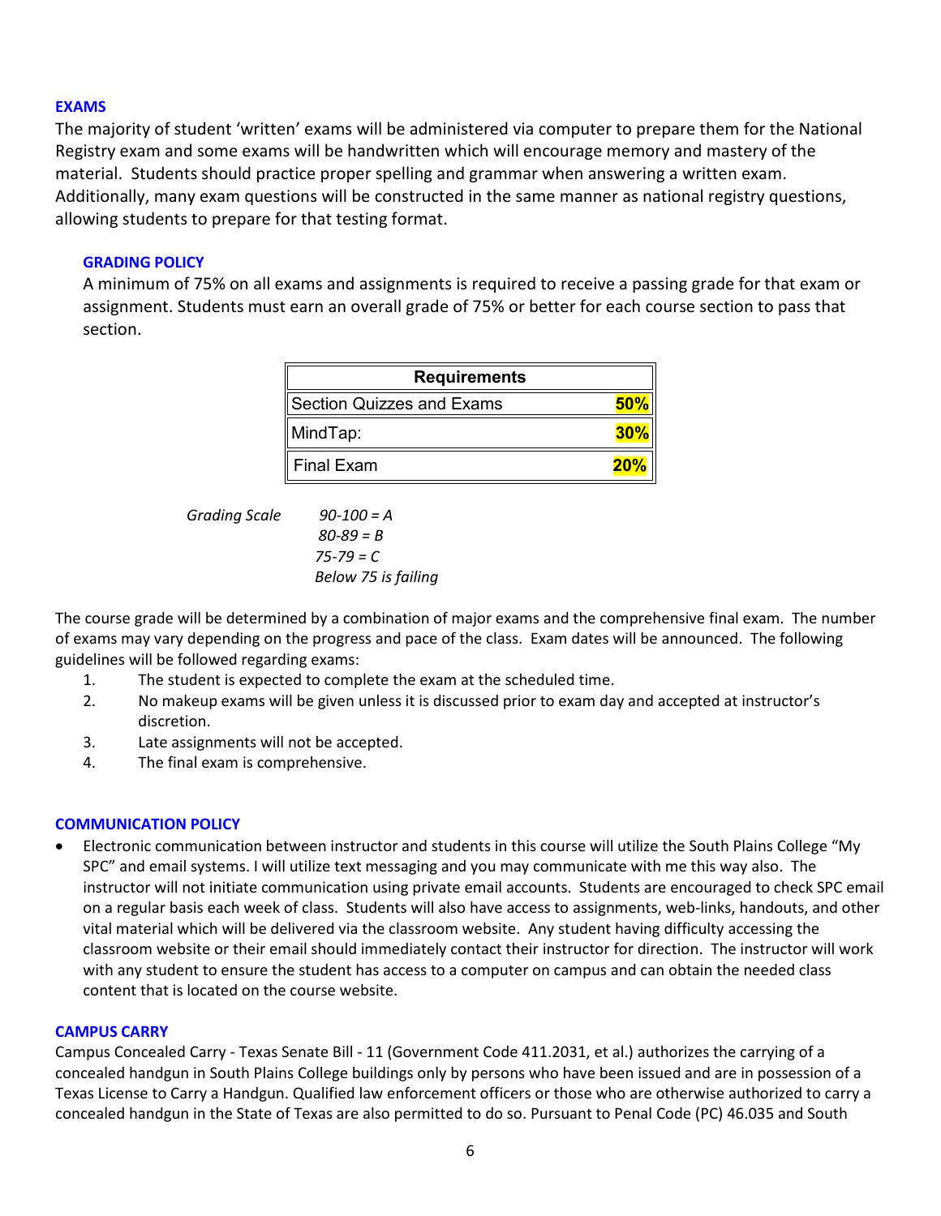## EXAMS

The majority of student 'written' exams will be administered via computer to prepare them for the National Registry exam and some exams will be handwritten which will encourage memory and mastery of the material. Students should practice proper spelling and grammar when answering a written exam. Additionally, many exam questions will be constructed in the same manner as national registry questions, allowing students to prepare for that testing format.

### GRADING POLICY

A minimum of 75% on all exams and assignments is required to receive a passing grade for that exam or assignment. Students must earn an overall grade of 75% or better for each course section to pass that section.

| Requirements | |
|---|---|
| Section Quizzes and Exams | **50%** |
| MindTap: | **30%** |
| Final Exam | **20%** |

*Grading Scale*
*90-100 = A*
*80-89 = B*
*75-79 = C*
*Below 75 is failing*

The course grade will be determined by a combination of major exams and the comprehensive final exam. The number of exams may vary depending on the progress and pace of the class. Exam dates will be announced. The following guidelines will be followed regarding exams:

1. The student is expected to complete the exam at the scheduled time.
2. No makeup exams will be given unless it is discussed prior to exam day and accepted at instructor's discretion.
3. Late assignments will not be accepted.
4. The final exam is comprehensive.

## COMMUNICATION POLICY

- Electronic communication between instructor and students in this course will utilize the South Plains College "My SPC" and email systems. I will utilize text messaging and you may communicate with me this way also. The instructor will not initiate communication using private email accounts. Students are encouraged to check SPC email on a regular basis each week of class. Students will also have access to assignments, web-links, handouts, and other vital material which will be delivered via the classroom website. Any student having difficulty accessing the classroom website or their email should immediately contact their instructor for direction. The instructor will work with any student to ensure the student has access to a computer on campus and can obtain the needed class content that is located on the course website.

## CAMPUS CARRY

Campus Concealed Carry - Texas Senate Bill - 11 (Government Code 411.2031, et al.) authorizes the carrying of a concealed handgun in South Plains College buildings only by persons who have been issued and are in possession of a Texas License to Carry a Handgun. Qualified law enforcement officers or those who are otherwise authorized to carry a concealed handgun in the State of Texas are also permitted to do so. Pursuant to Penal Code (PC) 46.035 and South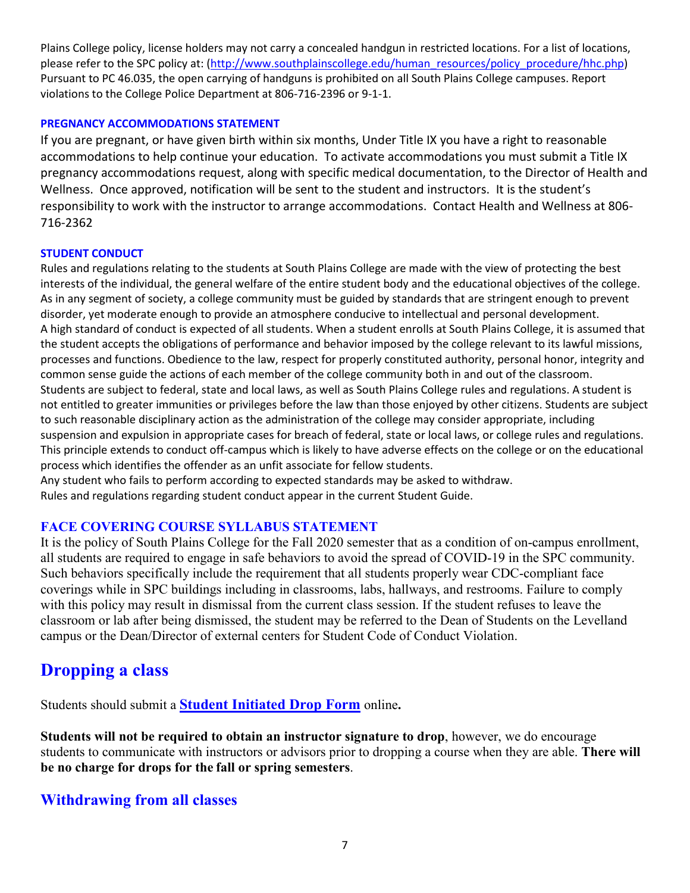Plains College policy, license holders may not carry a concealed handgun in restricted locations. For a list of locations, please refer to the SPC policy at: (http://www.southplainscollege.edu/human_resources/policy_procedure/hhc.php) Pursuant to PC 46.035, the open carrying of handguns is prohibited on all South Plains College campuses. Report violations to the College Police Department at 806-716-2396 or 9-1-1.

#### PREGNANCY ACCOMMODATIONS STATEMENT

If you are pregnant, or have given birth within six months, Under Title IX you have a right to reasonable accommodations to help continue your education. To activate accommodations you must submit a Title IX pregnancy accommodations request, along with specific medical documentation, to the Director of Health and Wellness. Once approved, notification will be sent to the student and instructors. It is the student's responsibility to work with the instructor to arrange accommodations. Contact Health and Wellness at 806-716-2362

#### STUDENT CONDUCT

Rules and regulations relating to the students at South Plains College are made with the view of protecting the best interests of the individual, the general welfare of the entire student body and the educational objectives of the college. As in any segment of society, a college community must be guided by standards that are stringent enough to prevent disorder, yet moderate enough to provide an atmosphere conducive to intellectual and personal development.
A high standard of conduct is expected of all students. When a student enrolls at South Plains College, it is assumed that the student accepts the obligations of performance and behavior imposed by the college relevant to its lawful missions, processes and functions. Obedience to the law, respect for properly constituted authority, personal honor, integrity and common sense guide the actions of each member of the college community both in and out of the classroom.
Students are subject to federal, state and local laws, as well as South Plains College rules and regulations. A student is not entitled to greater immunities or privileges before the law than those enjoyed by other citizens. Students are subject to such reasonable disciplinary action as the administration of the college may consider appropriate, including suspension and expulsion in appropriate cases for breach of federal, state or local laws, or college rules and regulations. This principle extends to conduct off-campus which is likely to have adverse effects on the college or on the educational process which identifies the offender as an unfit associate for fellow students.
Any student who fails to perform according to expected standards may be asked to withdraw.
Rules and regulations regarding student conduct appear in the current Student Guide.

### FACE COVERING COURSE SYLLABUS STATEMENT

It is the policy of South Plains College for the Fall 2020 semester that as a condition of on-campus enrollment, all students are required to engage in safe behaviors to avoid the spread of COVID-19 in the SPC community. Such behaviors specifically include the requirement that all students properly wear CDC-compliant face coverings while in SPC buildings including in classrooms, labs, hallways, and restrooms. Failure to comply with this policy may result in dismissal from the current class session. If the student refuses to leave the classroom or lab after being dismissed, the student may be referred to the Dean of Students on the Levelland campus or the Dean/Director of external centers for Student Code of Conduct Violation.

# Dropping a class

Students should submit a **Student Initiated Drop Form** online**.**

**Students will not be required to obtain an instructor signature to drop**, however, we do encourage students to communicate with instructors or advisors prior to dropping a course when they are able. **There will be no charge for drops for the fall or spring semesters**.

## Withdrawing from all classes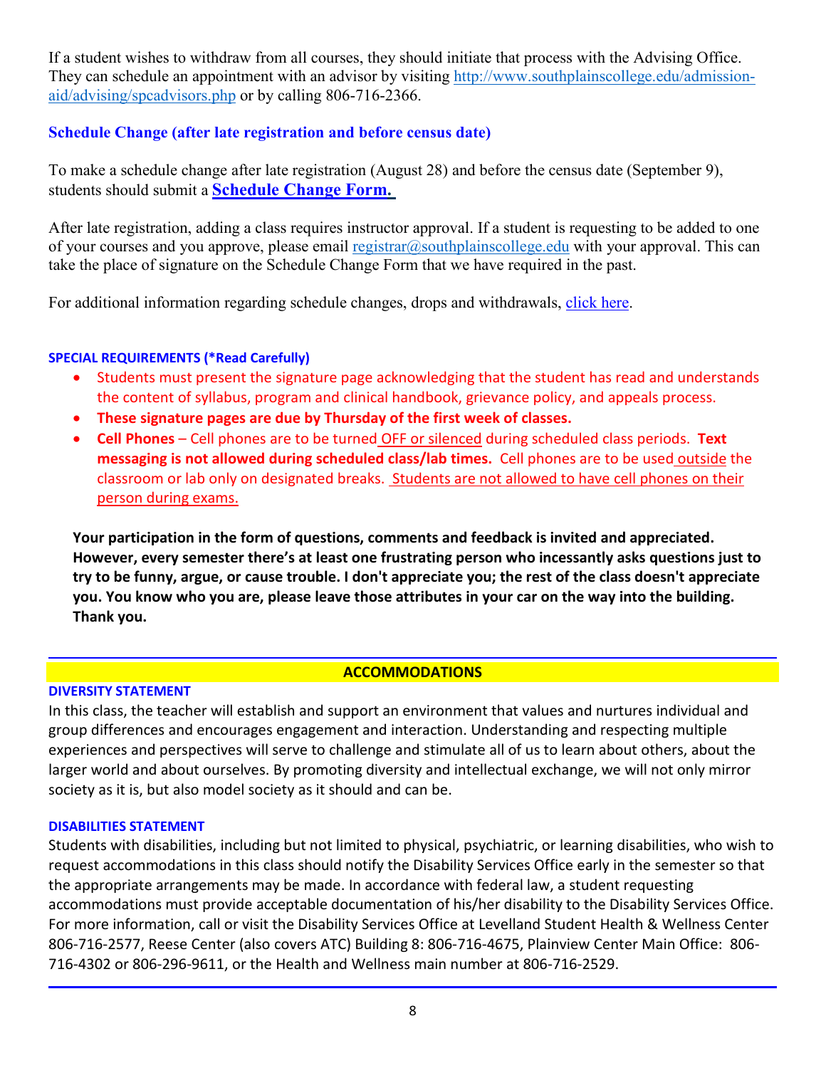If a student wishes to withdraw from all courses, they should initiate that process with the Advising Office. They can schedule an appointment with an advisor by visiting http://www.southplainscollege.edu/admission-aid/advising/spcadvisors.php or by calling 806-716-2366.

### Schedule Change (after late registration and before census date)

To make a schedule change after late registration (August 28) and before the census date (September 9), students should submit a **Schedule Change Form.**

After late registration, adding a class requires instructor approval. If a student is requesting to be added to one of your courses and you approve, please email registrar@southplainscollege.edu with your approval. This can take the place of signature on the Schedule Change Form that we have required in the past.

For additional information regarding schedule changes, drops and withdrawals, click here.

### SPECIAL REQUIREMENTS (*Read Carefully)

- Students must present the signature page acknowledging that the student has read and understands the content of syllabus, program and clinical handbook, grievance policy, and appeals process.
- **These signature pages are due by Thursday of the first week of classes.**
- **Cell Phones** – Cell phones are to be turned OFF or silenced during scheduled class periods. **Text messaging is not allowed during scheduled class/lab times.** Cell phones are to be used outside the classroom or lab only on designated breaks. Students are not allowed to have cell phones on their person during exams.

**Your participation in the form of questions, comments and feedback is invited and appreciated. However, every semester there's at least one frustrating person who incessantly asks questions just to try to be funny, argue, or cause trouble. I don't appreciate you; the rest of the class doesn't appreciate you. You know who you are, please leave those attributes in your car on the way into the building. Thank you.**

## ACCOMMODATIONS

### DIVERSITY STATEMENT

In this class, the teacher will establish and support an environment that values and nurtures individual and group differences and encourages engagement and interaction. Understanding and respecting multiple experiences and perspectives will serve to challenge and stimulate all of us to learn about others, about the larger world and about ourselves. By promoting diversity and intellectual exchange, we will not only mirror society as it is, but also model society as it should and can be.

### DISABILITIES STATEMENT

Students with disabilities, including but not limited to physical, psychiatric, or learning disabilities, who wish to request accommodations in this class should notify the Disability Services Office early in the semester so that the appropriate arrangements may be made. In accordance with federal law, a student requesting accommodations must provide acceptable documentation of his/her disability to the Disability Services Office. For more information, call or visit the Disability Services Office at Levelland Student Health & Wellness Center 806-716-2577, Reese Center (also covers ATC) Building 8: 806-716-4675, Plainview Center Main Office: 806-716-4302 or 806-296-9611, or the Health and Wellness main number at 806-716-2529.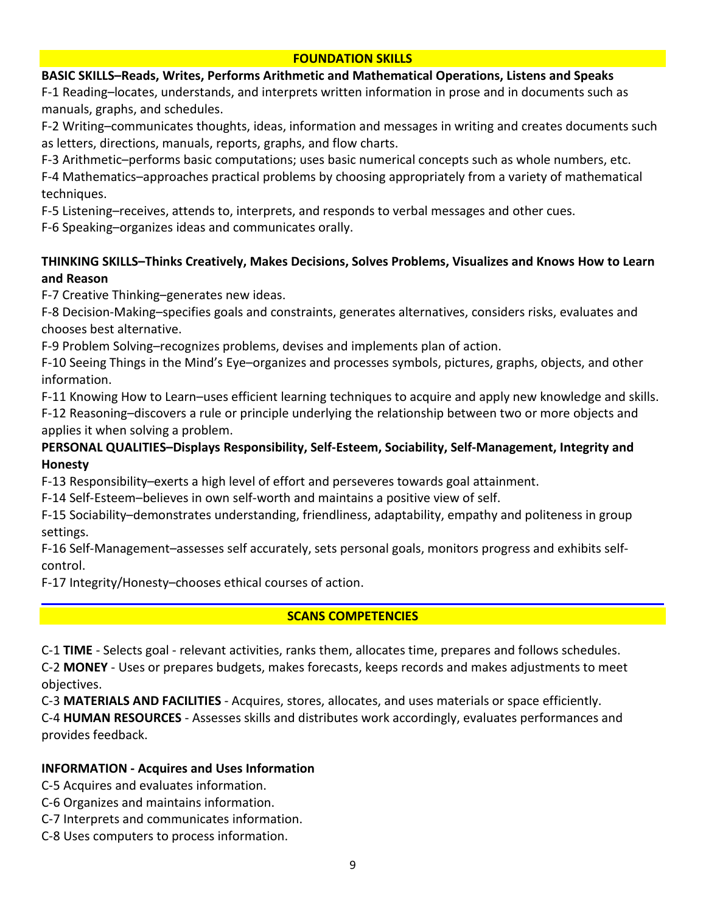## FOUNDATION SKILLS

**BASIC SKILLS–Reads, Writes, Performs Arithmetic and Mathematical Operations, Listens and Speaks**

F-1 Reading–locates, understands, and interprets written information in prose and in documents such as manuals, graphs, and schedules.

F-2 Writing–communicates thoughts, ideas, information and messages in writing and creates documents such as letters, directions, manuals, reports, graphs, and flow charts.

F-3 Arithmetic–performs basic computations; uses basic numerical concepts such as whole numbers, etc.

F-4 Mathematics–approaches practical problems by choosing appropriately from a variety of mathematical techniques.

F-5 Listening–receives, attends to, interprets, and responds to verbal messages and other cues.

F-6 Speaking–organizes ideas and communicates orally.

**THINKING SKILLS–Thinks Creatively, Makes Decisions, Solves Problems, Visualizes and Knows How to Learn and Reason**

F-7 Creative Thinking–generates new ideas.

F-8 Decision-Making–specifies goals and constraints, generates alternatives, considers risks, evaluates and chooses best alternative.

F-9 Problem Solving–recognizes problems, devises and implements plan of action.

F-10 Seeing Things in the Mind's Eye–organizes and processes symbols, pictures, graphs, objects, and other information.

F-11 Knowing How to Learn–uses efficient learning techniques to acquire and apply new knowledge and skills.

F-12 Reasoning–discovers a rule or principle underlying the relationship between two or more objects and applies it when solving a problem.

**PERSONAL QUALITIES–Displays Responsibility, Self-Esteem, Sociability, Self-Management, Integrity and Honesty**

F-13 Responsibility–exerts a high level of effort and perseveres towards goal attainment.

F-14 Self-Esteem–believes in own self-worth and maintains a positive view of self.

F-15 Sociability–demonstrates understanding, friendliness, adaptability, empathy and politeness in group settings.

F-16 Self-Management–assesses self accurately, sets personal goals, monitors progress and exhibits self-control.

F-17 Integrity/Honesty–chooses ethical courses of action.

## SCANS COMPETENCIES

C-1 **TIME** - Selects goal - relevant activities, ranks them, allocates time, prepares and follows schedules.

C-2 **MONEY** - Uses or prepares budgets, makes forecasts, keeps records and makes adjustments to meet objectives.

C-3 **MATERIALS AND FACILITIES** - Acquires, stores, allocates, and uses materials or space efficiently.

C-4 **HUMAN RESOURCES** - Assesses skills and distributes work accordingly, evaluates performances and provides feedback.

**INFORMATION - Acquires and Uses Information**

C-5 Acquires and evaluates information.

C-6 Organizes and maintains information.

C-7 Interprets and communicates information.

C-8 Uses computers to process information.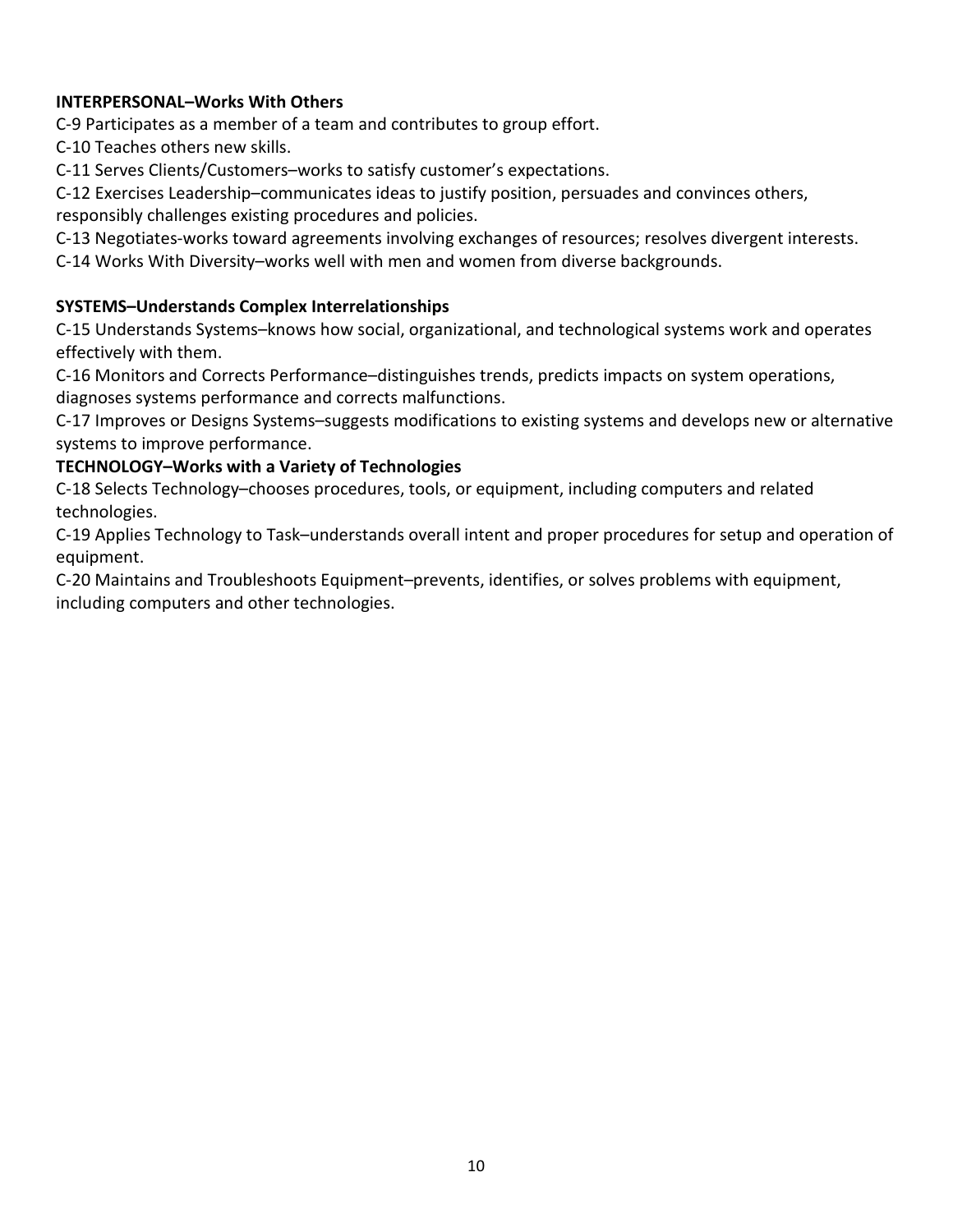**INTERPERSONAL–Works With Others**

C-9 Participates as a member of a team and contributes to group effort.

C-10 Teaches others new skills.

C-11 Serves Clients/Customers–works to satisfy customer's expectations.

C-12 Exercises Leadership–communicates ideas to justify position, persuades and convinces others, responsibly challenges existing procedures and policies.

C-13 Negotiates-works toward agreements involving exchanges of resources; resolves divergent interests.

C-14 Works With Diversity–works well with men and women from diverse backgrounds.

**SYSTEMS–Understands Complex Interrelationships**

C-15 Understands Systems–knows how social, organizational, and technological systems work and operates effectively with them.

C-16 Monitors and Corrects Performance–distinguishes trends, predicts impacts on system operations, diagnoses systems performance and corrects malfunctions.

C-17 Improves or Designs Systems–suggests modifications to existing systems and develops new or alternative systems to improve performance.

**TECHNOLOGY–Works with a Variety of Technologies**

C-18 Selects Technology–chooses procedures, tools, or equipment, including computers and related technologies.

C-19 Applies Technology to Task–understands overall intent and proper procedures for setup and operation of equipment.

C-20 Maintains and Troubleshoots Equipment–prevents, identifies, or solves problems with equipment, including computers and other technologies.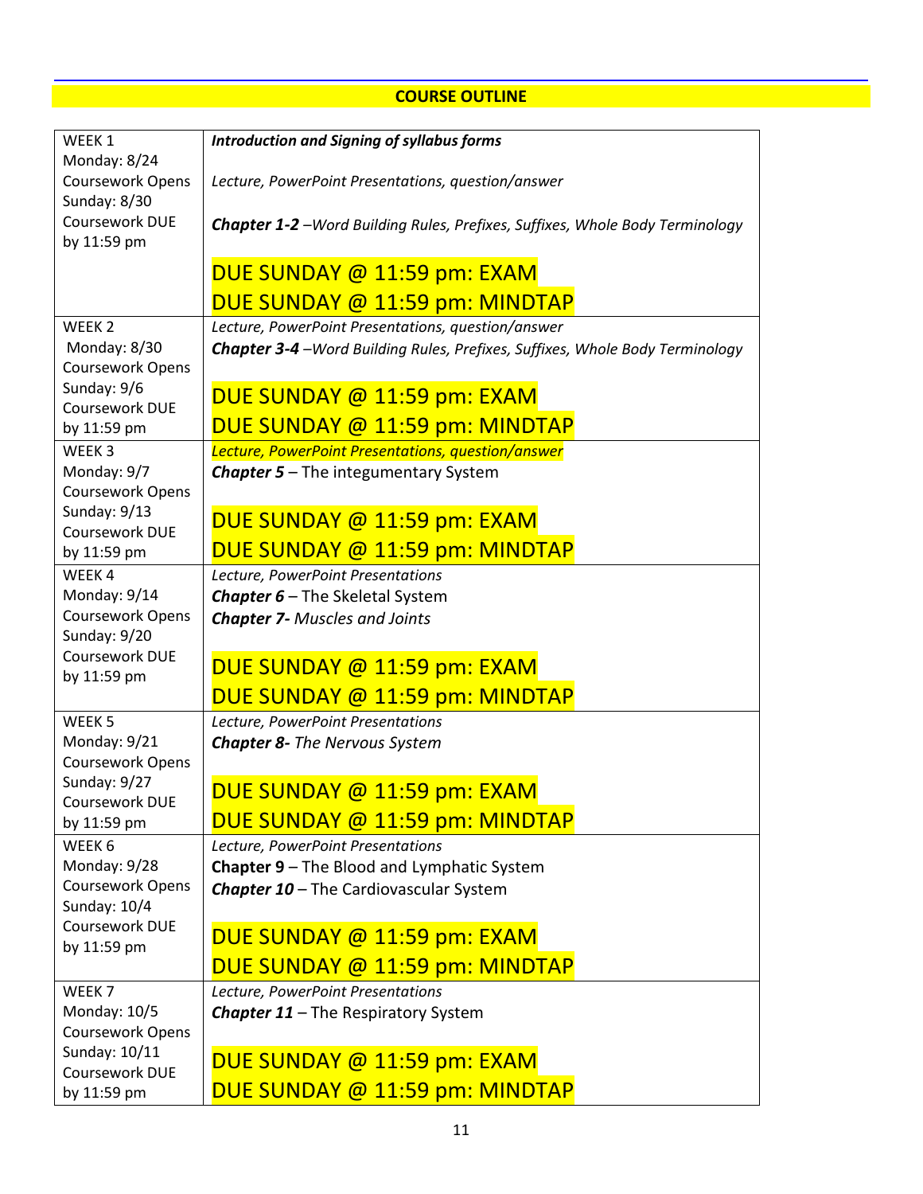## COURSE OUTLINE

| | |
|---|---|
| WEEK 1<br>Monday: 8/24<br>Coursework Opens<br>Sunday: 8/30<br>Coursework DUE by 11:59 pm | ***Introduction and Signing of syllabus forms***<br><br>*Lecture, PowerPoint Presentations, question/answer*<br><br>***Chapter 1-2** –Word Building Rules, Prefixes, Suffixes, Whole Body Terminology*<br><br>DUE SUNDAY @ 11:59 pm: EXAM<br>DUE SUNDAY @ 11:59 pm: MINDTAP |
| WEEK 2<br>Monday: 8/30<br>Coursework Opens<br>Sunday: 9/6<br>Coursework DUE by 11:59 pm | *Lecture, PowerPoint Presentations, question/answer*<br>***Chapter 3-4** –Word Building Rules, Prefixes, Suffixes, Whole Body Terminology*<br><br>DUE SUNDAY @ 11:59 pm: EXAM<br>DUE SUNDAY @ 11:59 pm: MINDTAP |
| WEEK 3<br>Monday: 9/7<br>Coursework Opens<br>Sunday: 9/13<br>Coursework DUE by 11:59 pm | *Lecture, PowerPoint Presentations, question/answer*<br>***Chapter 5*** – The integumentary System<br><br>DUE SUNDAY @ 11:59 pm: EXAM<br>DUE SUNDAY @ 11:59 pm: MINDTAP |
| WEEK 4<br>Monday: 9/14<br>Coursework Opens<br>Sunday: 9/20<br>Coursework DUE by 11:59 pm | *Lecture, PowerPoint Presentations*<br>***Chapter 6*** – The Skeletal System<br>***Chapter 7**- Muscles and Joints*<br><br>DUE SUNDAY @ 11:59 pm: EXAM<br>DUE SUNDAY @ 11:59 pm: MINDTAP |
| WEEK 5<br>Monday: 9/21<br>Coursework Opens<br>Sunday: 9/27<br>Coursework DUE by 11:59 pm | *Lecture, PowerPoint Presentations*<br>***Chapter 8**- The Nervous System*<br><br>DUE SUNDAY @ 11:59 pm: EXAM<br>DUE SUNDAY @ 11:59 pm: MINDTAP |
| WEEK 6<br>Monday: 9/28<br>Coursework Opens<br>Sunday: 10/4<br>Coursework DUE by 11:59 pm | *Lecture, PowerPoint Presentations*<br>**Chapter 9** – The Blood and Lymphatic System<br>***Chapter 10*** – The Cardiovascular System<br><br>DUE SUNDAY @ 11:59 pm: EXAM<br>DUE SUNDAY @ 11:59 pm: MINDTAP |
| WEEK 7<br>Monday: 10/5<br>Coursework Opens<br>Sunday: 10/11<br>Coursework DUE by 11:59 pm | *Lecture, PowerPoint Presentations*<br>***Chapter 11*** – The Respiratory System<br><br>DUE SUNDAY @ 11:59 pm: EXAM<br>DUE SUNDAY @ 11:59 pm: MINDTAP |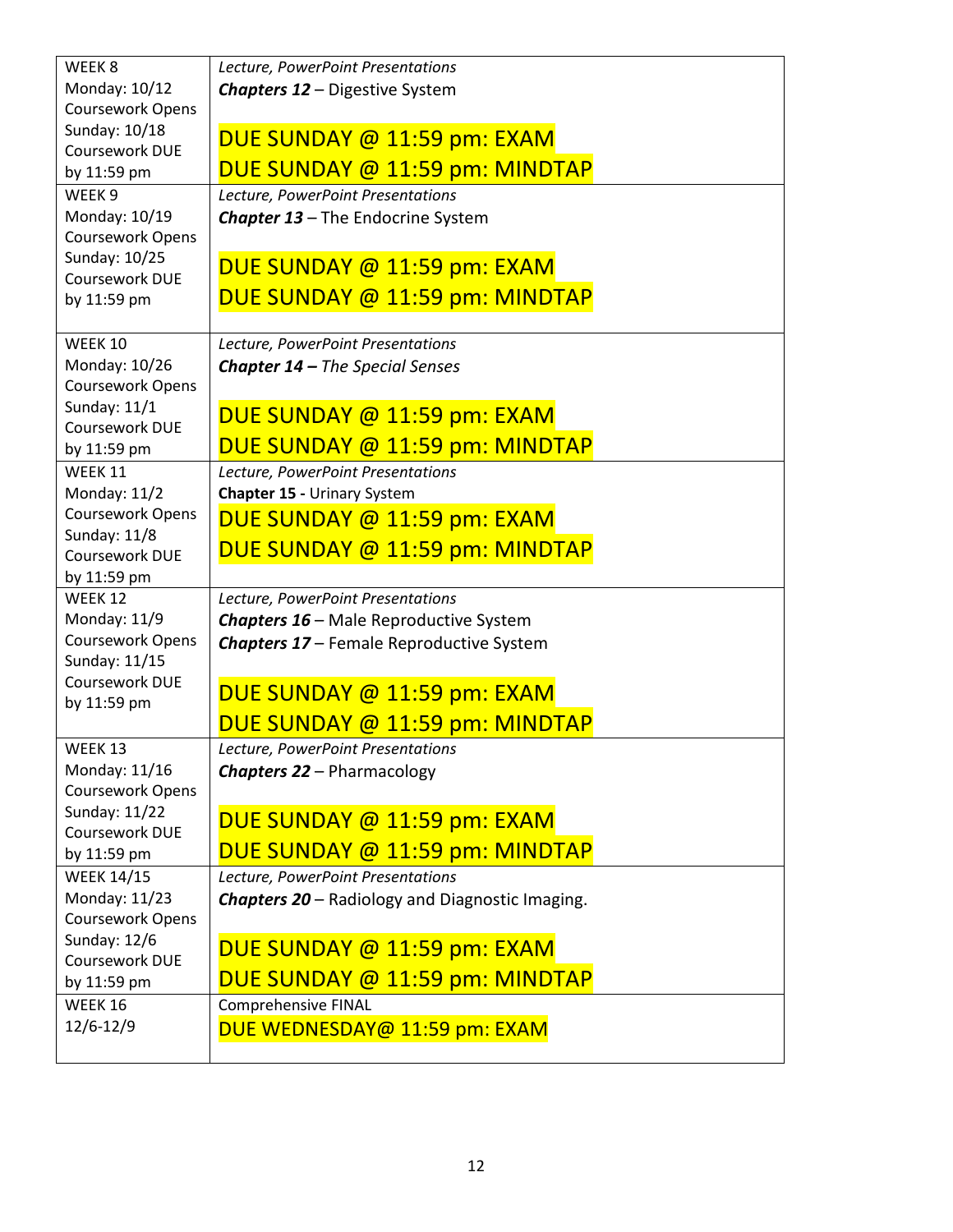| | |
|---|---|
| WEEK 8<br>Monday: 10/12<br>Coursework Opens<br>Sunday: 10/18<br>Coursework DUE by 11:59 pm | *Lecture, PowerPoint Presentations*<br>***Chapters 12*** – Digestive System<br><br>DUE SUNDAY @ 11:59 pm: EXAM<br>DUE SUNDAY @ 11:59 pm: MINDTAP |
| WEEK 9<br>Monday: 10/19<br>Coursework Opens<br>Sunday: 10/25<br>Coursework DUE by 11:59 pm | *Lecture, PowerPoint Presentations*<br>***Chapter 13*** – The Endocrine System<br><br>DUE SUNDAY @ 11:59 pm: EXAM<br>DUE SUNDAY @ 11:59 pm: MINDTAP |
| WEEK 10<br>Monday: 10/26<br>Coursework Opens<br>Sunday: 11/1<br>Coursework DUE by 11:59 pm | *Lecture, PowerPoint Presentations*<br>***Chapter 14 –** The Special Senses*<br><br>DUE SUNDAY @ 11:59 pm: EXAM<br>DUE SUNDAY @ 11:59 pm: MINDTAP |
| WEEK 11<br>Monday: 11/2<br>Coursework Opens<br>Sunday: 11/8<br>Coursework DUE by 11:59 pm | *Lecture, PowerPoint Presentations*<br>**Chapter 15 -** Urinary System<br>DUE SUNDAY @ 11:59 pm: EXAM<br>DUE SUNDAY @ 11:59 pm: MINDTAP |
| WEEK 12<br>Monday: 11/9<br>Coursework Opens<br>Sunday: 11/15<br>Coursework DUE by 11:59 pm | *Lecture, PowerPoint Presentations*<br>***Chapters 16*** – Male Reproductive System<br>***Chapters 17*** – Female Reproductive System<br><br>DUE SUNDAY @ 11:59 pm: EXAM<br>DUE SUNDAY @ 11:59 pm: MINDTAP |
| WEEK 13<br>Monday: 11/16<br>Coursework Opens<br>Sunday: 11/22<br>Coursework DUE by 11:59 pm | *Lecture, PowerPoint Presentations*<br>***Chapters 22*** – Pharmacology<br><br>DUE SUNDAY @ 11:59 pm: EXAM<br>DUE SUNDAY @ 11:59 pm: MINDTAP |
| WEEK 14/15<br>Monday: 11/23<br>Coursework Opens<br>Sunday: 12/6<br>Coursework DUE by 11:59 pm | *Lecture, PowerPoint Presentations*<br>***Chapters 20*** – Radiology and Diagnostic Imaging.<br><br>DUE SUNDAY @ 11:59 pm: EXAM<br>DUE SUNDAY @ 11:59 pm: MINDTAP |
| WEEK 16<br>12/6-12/9 | Comprehensive FINAL<br>DUE WEDNESDAY@ 11:59 pm: EXAM |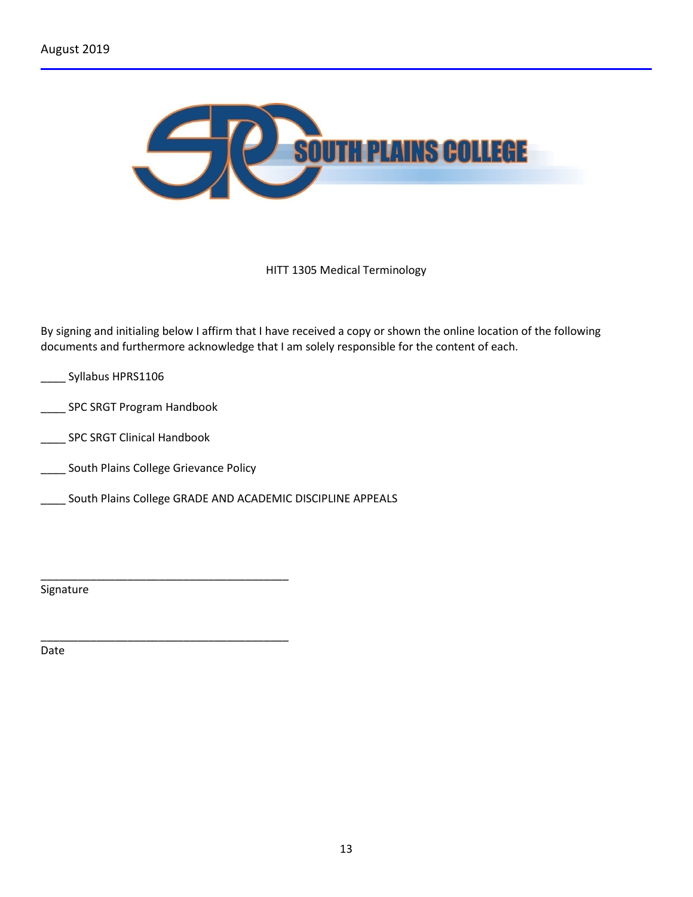HITT 1305 Medical Terminology

By signing and initialing below I affirm that I have received a copy or shown the online location of the following documents and furthermore acknowledge that I am solely responsible for the content of each.

____ Syllabus HPRS1106

____ SPC SRGT Program Handbook

____ SPC SRGT Clinical Handbook

____ South Plains College Grievance Policy

____ South Plains College GRADE AND ACADEMIC DISCIPLINE APPEALS

________________________________________
Signature

________________________________________
Date